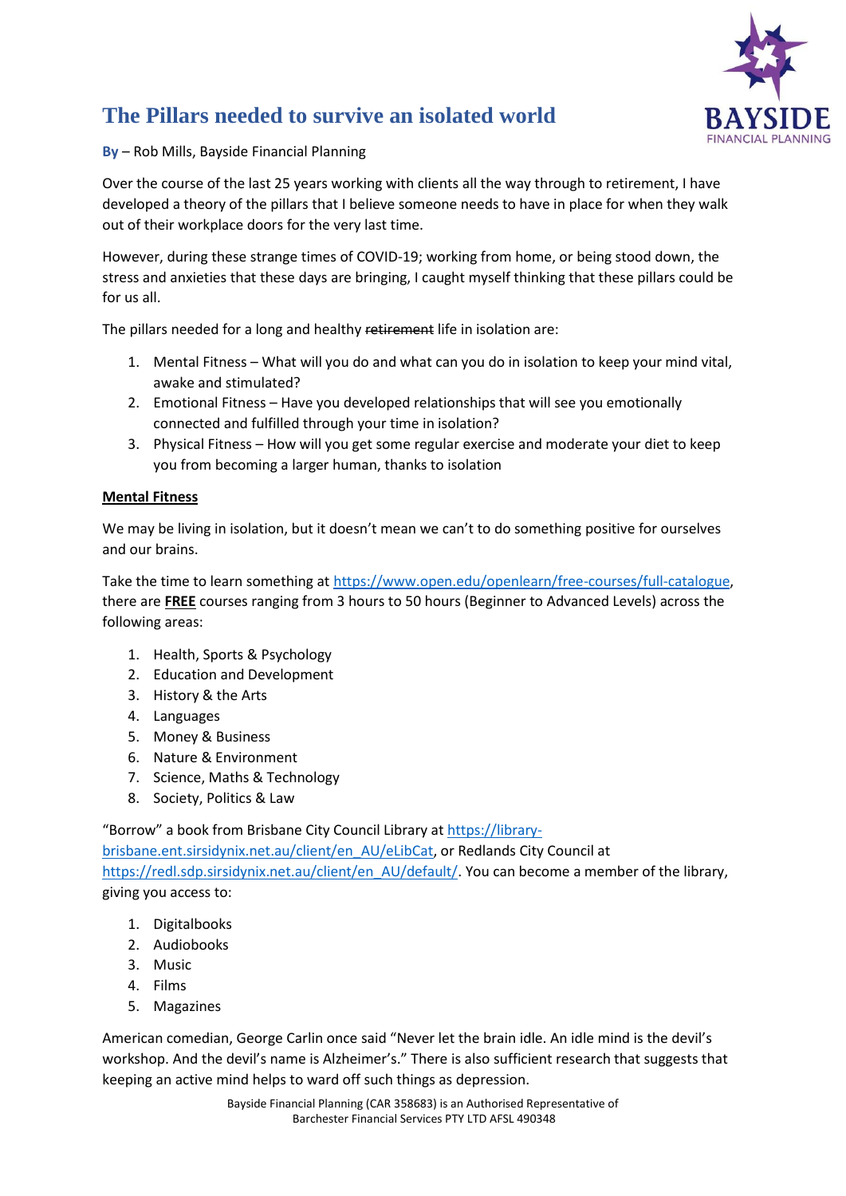# The Pillars needed to survive an isolated world

**By** – Rob Mills, Bayside Financial Planning

Over the course of the last 25 years working with clients all the way through to retirement, I have developed a theory of the pillars that I believe someone needs to have in place for when they walk out of their workplace doors for the very last time.

However, during these strange times of COVID-19; working from home, or being stood down, the stress and anxieties that these days are bringing, I caught myself thinking that these pillars could be for us all.

The pillars needed for a long and healthy ~~retirement~~ life in isolation are:

1. Mental Fitness – What will you do and what can you do in isolation to keep your mind vital, awake and stimulated?
2. Emotional Fitness – Have you developed relationships that will see you emotionally connected and fulfilled through your time in isolation?
3. Physical Fitness – How will you get some regular exercise and moderate your diet to keep you from becoming a larger human, thanks to isolation

**Mental Fitness**

We may be living in isolation, but it doesn't mean we can't to do something positive for ourselves and our brains.

Take the time to learn something at https://www.open.edu/openlearn/free-courses/full-catalogue, there are **FREE** courses ranging from 3 hours to 50 hours (Beginner to Advanced Levels) across the following areas:

1. Health, Sports & Psychology
2. Education and Development
3. History & the Arts
4. Languages
5. Money & Business
6. Nature & Environment
7. Science, Maths & Technology
8. Society, Politics & Law

"Borrow" a book from Brisbane City Council Library at https://library-brisbane.ent.sirsidynix.net.au/client/en_AU/eLibCat, or Redlands City Council at https://redl.sdp.sirsidynix.net.au/client/en_AU/default/. You can become a member of the library, giving you access to:

1. Digitalbooks
2. Audiobooks
3. Music
4. Films
5. Magazines

American comedian, George Carlin once said "Never let the brain idle. An idle mind is the devil's workshop. And the devil's name is Alzheimer's." There is also sufficient research that suggests that keeping an active mind helps to ward off such things as depression.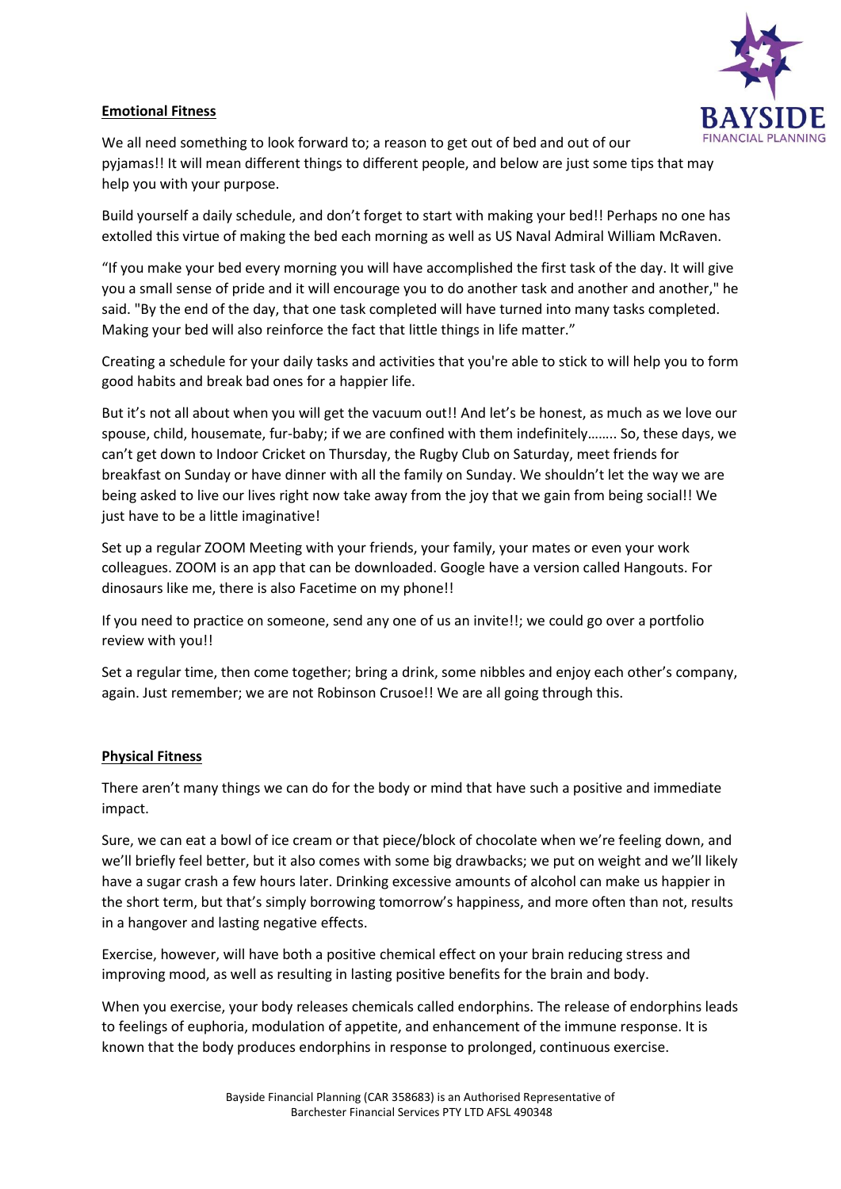**Emotional Fitness**

We all need something to look forward to; a reason to get out of bed and out of our pyjamas!! It will mean different things to different people, and below are just some tips that may help you with your purpose.

Build yourself a daily schedule, and don't forget to start with making your bed!! Perhaps no one has extolled this virtue of making the bed each morning as well as US Naval Admiral William McRaven.

"If you make your bed every morning you will have accomplished the first task of the day. It will give you a small sense of pride and it will encourage you to do another task and another and another," he said. "By the end of the day, that one task completed will have turned into many tasks completed. Making your bed will also reinforce the fact that little things in life matter."

Creating a schedule for your daily tasks and activities that you're able to stick to will help you to form good habits and break bad ones for a happier life.

But it's not all about when you will get the vacuum out!! And let's be honest, as much as we love our spouse, child, housemate, fur-baby; if we are confined with them indefinitely…….. So, these days, we can't get down to Indoor Cricket on Thursday, the Rugby Club on Saturday, meet friends for breakfast on Sunday or have dinner with all the family on Sunday. We shouldn't let the way we are being asked to live our lives right now take away from the joy that we gain from being social!! We just have to be a little imaginative!

Set up a regular ZOOM Meeting with your friends, your family, your mates or even your work colleagues. ZOOM is an app that can be downloaded. Google have a version called Hangouts. For dinosaurs like me, there is also Facetime on my phone!!

If you need to practice on someone, send any one of us an invite!!; we could go over a portfolio review with you!!

Set a regular time, then come together; bring a drink, some nibbles and enjoy each other's company, again. Just remember; we are not Robinson Crusoe!! We are all going through this.

**Physical Fitness**

There aren't many things we can do for the body or mind that have such a positive and immediate impact.

Sure, we can eat a bowl of ice cream or that piece/block of chocolate when we're feeling down, and we'll briefly feel better, but it also comes with some big drawbacks; we put on weight and we'll likely have a sugar crash a few hours later. Drinking excessive amounts of alcohol can make us happier in the short term, but that's simply borrowing tomorrow's happiness, and more often than not, results in a hangover and lasting negative effects.

Exercise, however, will have both a positive chemical effect on your brain reducing stress and improving mood, as well as resulting in lasting positive benefits for the brain and body.

When you exercise, your body releases chemicals called endorphins. The release of endorphins leads to feelings of euphoria, modulation of appetite, and enhancement of the immune response. It is known that the body produces endorphins in response to prolonged, continuous exercise.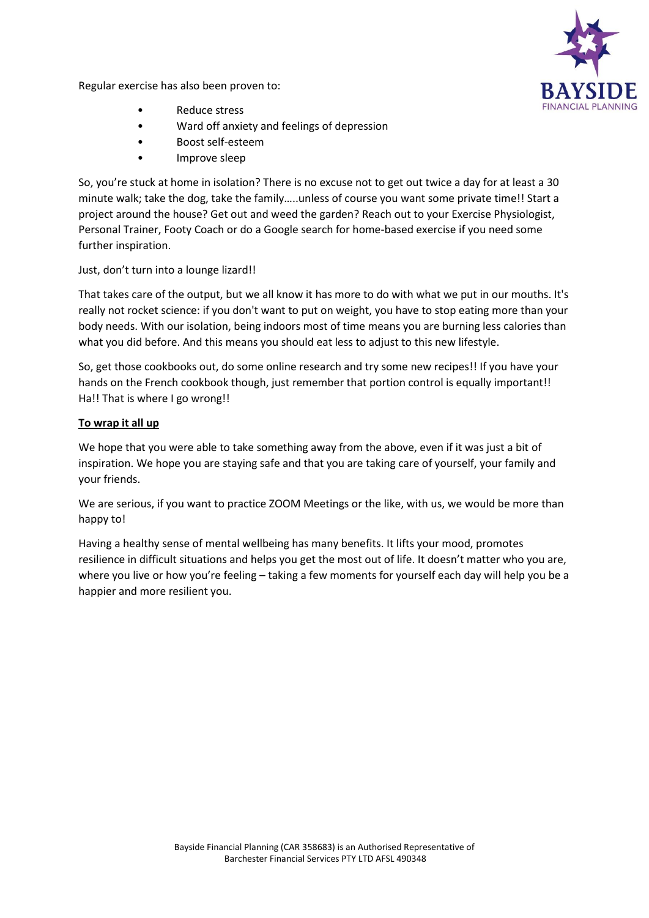Regular exercise has also been proven to:

- Reduce stress
- Ward off anxiety and feelings of depression
- Boost self-esteem
- Improve sleep

So, you're stuck at home in isolation? There is no excuse not to get out twice a day for at least a 30 minute walk; take the dog, take the family…..unless of course you want some private time!! Start a project around the house? Get out and weed the garden? Reach out to your Exercise Physiologist, Personal Trainer, Footy Coach or do a Google search for home-based exercise if you need some further inspiration.

Just, don't turn into a lounge lizard!!

That takes care of the output, but we all know it has more to do with what we put in our mouths. It's really not rocket science: if you don't want to put on weight, you have to stop eating more than your body needs. With our isolation, being indoors most of time means you are burning less calories than what you did before. And this means you should eat less to adjust to this new lifestyle.

So, get those cookbooks out, do some online research and try some new recipes!! If you have your hands on the French cookbook though, just remember that portion control is equally important!! Ha!! That is where I go wrong!!

**To wrap it all up**

We hope that you were able to take something away from the above, even if it was just a bit of inspiration. We hope you are staying safe and that you are taking care of yourself, your family and your friends.

We are serious, if you want to practice ZOOM Meetings or the like, with us, we would be more than happy to!

Having a healthy sense of mental wellbeing has many benefits. It lifts your mood, promotes resilience in difficult situations and helps you get the most out of life. It doesn't matter who you are, where you live or how you're feeling – taking a few moments for yourself each day will help you be a happier and more resilient you.